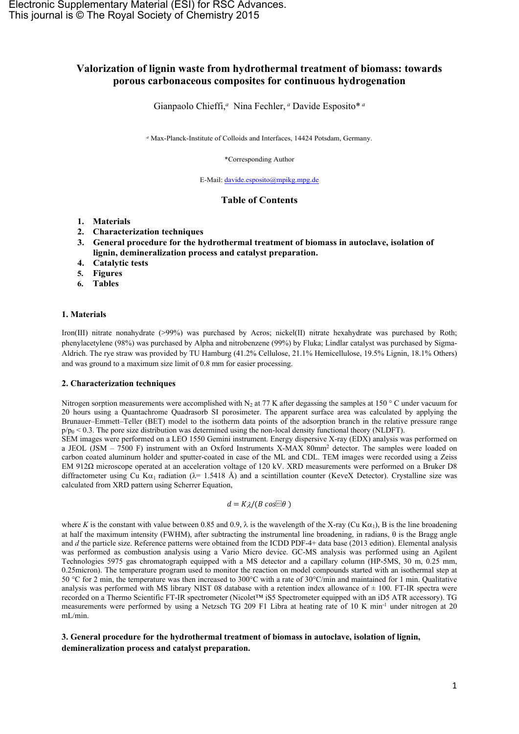# Valorization of lignin waste from hydrothermal treatment of biomass: towards porous carbonaceous composites for continuous hydrogenation

Gianpaolo Chieffi,[a] Nina Fechler,[a] Davide Esposito*[a]

[a] Max-Planck-Institute of Colloids and Interfaces, 14424 Potsdam, Germany.

*Corresponding Author

E-Mail: davide.esposito@mpikg.mpg.de

## Table of Contents

1. **Materials**
2. **Characterization techniques**
3. **General procedure for the hydrothermal treatment of biomass in autoclave, isolation of lignin, demineralization process and catalyst preparation.**
4. **Catalytic tests**
5. **Figures**
6. **Tables**

## 1. Materials

Iron(III) nitrate nonahydrate (>99%) was purchased by Acros; nickel(II) nitrate hexahydrate was purchased by Roth; phenylacetylene (98%) was purchased by Alpha and nitrobenzene (99%) by Fluka; Lindlar catalyst was purchased by Sigma-Aldrich. The rye straw was provided by TU Hamburg (41.2% Cellulose, 21.1% Hemicellulose, 19.5% Lignin, 18.1% Others) and was ground to a maximum size limit of 0.8 mm for easier processing.

## 2. Characterization techniques

Nitrogen sorption measurements were accomplished with $N_2$ at 77 K after degassing the samples at 150 ° C under vacuum for 20 hours using a Quantachrome Quadrasorb SI porosimeter. The apparent surface area was calculated by applying the Brunauer–Emmett–Teller (BET) model to the isotherm data points of the adsorption branch in the relative pressure range $p/p_0 < 0.3$. The pore size distribution was determined using the non-local density functional theory (NLDFT).
SEM images were performed on a LEO 1550 Gemini instrument. Energy dispersive X-ray (EDX) analysis was performed on a JEOL (JSM – 7500 F) instrument with an Oxford Instruments X-MAX 80mm$^2$ detector. The samples were loaded on carbon coated aluminum holder and sputter-coated in case of the ML and CDL. TEM images were recorded using a Zeiss EM 912Ω microscope operated at an acceleration voltage of 120 kV. XRD measurements were performed on a Bruker D8 diffractometer using Cu K$\alpha_1$ radiation (λ= 1.5418 Å) and a scintillation counter (KeveX Detector). Crystalline size was calculated from XRD pattern using Scherrer Equation,

$$d = K\lambda/(B\cos\theta)$$

where *K* is the constant with value between 0.85 and 0.9, λ is the wavelength of the X-ray (Cu K$\alpha_1$), B is the line broadening at half the maximum intensity (FWHM), after subtracting the instrumental line broadening, in radians, θ is the Bragg angle and *d* the particle size. Reference patterns were obtained from the ICDD PDF-4+ data base (2013 edition). Elemental analysis was performed as combustion analysis using a Vario Micro device. GC-MS analysis was performed using an Agilent Technologies 5975 gas chromatograph equipped with a MS detector and a capillary column (HP-5MS, 30 m, 0.25 mm, 0.25micron). The temperature program used to monitor the reaction on model compounds started with an isothermal step at 50 °C for 2 min, the temperature was then increased to 300°C with a rate of 30°C/min and maintained for 1 min. Qualitative analysis was performed with MS library NIST 08 database with a retention index allowance of ± 100. FT-IR spectra were recorded on a Thermo Scientific FT-IR spectrometer (Nicolet™ iS5 Spectrometer equipped with an iD5 ATR accessory). TG measurements were performed by using a Netzsch TG 209 F1 Libra at heating rate of 10 K min$^{-1}$ under nitrogen at 20 mL/min.

## 3. General procedure for the hydrothermal treatment of biomass in autoclave, isolation of lignin, demineralization process and catalyst preparation.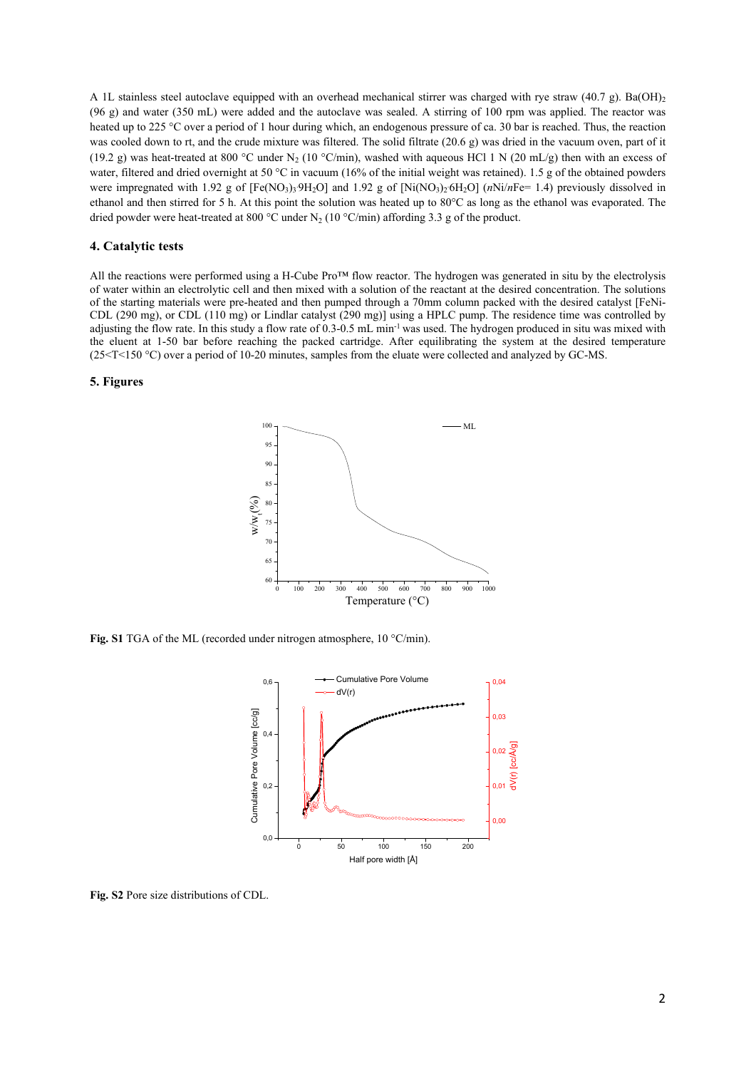A 1L stainless steel autoclave equipped with an overhead mechanical stirrer was charged with rye straw (40.7 g). $Ba(OH)_2$ (96 g) and water (350 mL) were added and the autoclave was sealed. A stirring of 100 rpm was applied. The reactor was heated up to 225 °C over a period of 1 hour during which, an endogenous pressure of ca. 30 bar is reached. Thus, the reaction was cooled down to rt, and the crude mixture was filtered. The solid filtrate (20.6 g) was dried in the vacuum oven, part of it (19.2 g) was heat-treated at 800 °C under $N_2$ (10 °C/min), washed with aqueous HCl 1 N (20 mL/g) then with an excess of water, filtered and dried overnight at 50 °C in vacuum (16% of the initial weight was retained). 1.5 g of the obtained powders were impregnated with 1.92 g of [$Fe(NO_3)_3 \cdot 9H_2O$] and 1.92 g of [$Ni(NO_3)_2 \cdot 6H_2O$] ($n$Ni/$n$Fe= 1.4) previously dissolved in ethanol and then stirred for 5 h. At this point the solution was heated up to 80°C as long as the ethanol was evaporated. The dried powder were heat-treated at 800 °C under $N_2$ (10 °C/min) affording 3.3 g of the product.

## 4. Catalytic tests

All the reactions were performed using a H-Cube Pro™ flow reactor. The hydrogen was generated in situ by the electrolysis of water within an electrolytic cell and then mixed with a solution of the reactant at the desired concentration. The solutions of the starting materials were pre-heated and then pumped through a 70mm column packed with the desired catalyst [FeNi-CDL (290 mg), or CDL (110 mg) or Lindlar catalyst (290 mg)] using a HPLC pump. The residence time was controlled by adjusting the flow rate. In this study a flow rate of 0.3-0.5 mL min$^{-1}$ was used. The hydrogen produced in situ was mixed with the eluent at 1-50 bar before reaching the packed cartridge. After equilibrating the system at the desired temperature (25<T<150 °C) over a period of 10-20 minutes, samples from the eluate were collected and analyzed by GC-MS.

## 5. Figures

**Fig. S1** TGA of the ML (recorded under nitrogen atmosphere, 10 °C/min).

**Fig. S2** Pore size distributions of CDL.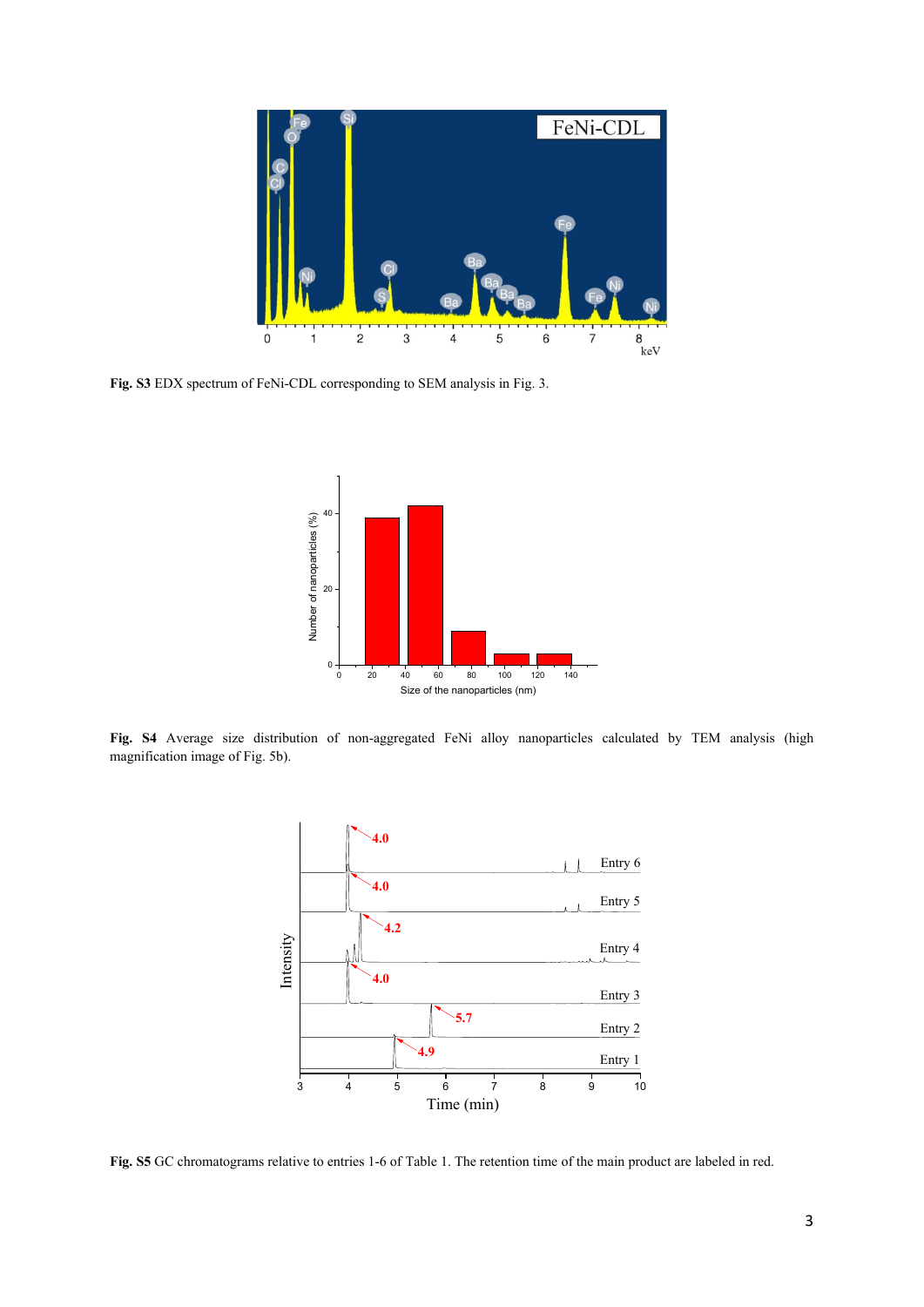**Fig. S3** EDX spectrum of FeNi-CDL corresponding to SEM analysis in Fig. 3.

**Fig. S4** Average size distribution of non-aggregated FeNi alloy nanoparticles calculated by TEM analysis (high magnification image of Fig. 5b).

**Fig. S5** GC chromatograms relative to entries 1-6 of Table 1. The retention time of the main product are labeled in red.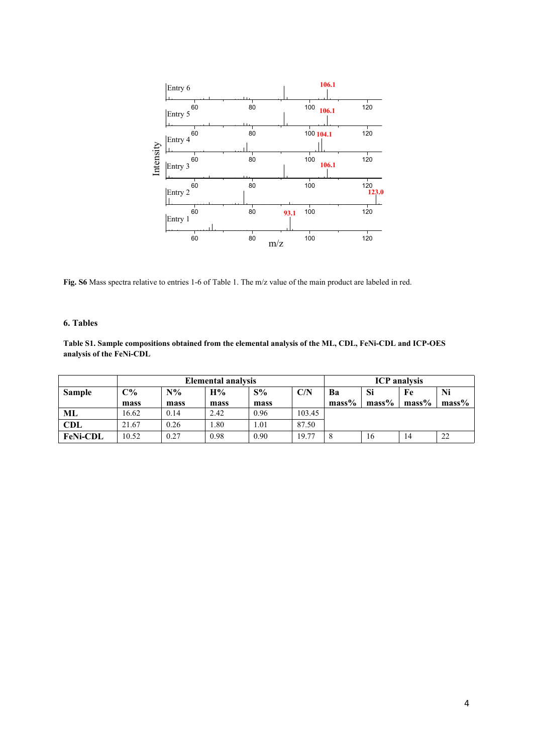Entry 6
106.1
60 80 100 120
Entry 5
106.1
60 80 100 120
Entry 4
104.1
60 80 100 120
Entry 3
106.1
60 80 100 120
Entry 2
123.0
60 80 100 120
Entry 1
93.1
60 80 100 120
Intensity
m/z

**Fig. S6** Mass spectra relative to entries 1-6 of Table 1. The m/z value of the main product are labeled in red.

## 6. Tables

**Table S1. Sample compositions obtained from the elemental analysis of the ML, CDL, FeNi-CDL and ICP-OES analysis of the FeNi-CDL**

| | Elemental analysis | | | | | ICP analysis | | | |
|---|---|---|---|---|---|---|---|---|---|
| **Sample** | **C% mass** | **N% mass** | **H% mass** | **S% mass** | **C/N** | **Ba mass%** | **Si mass%** | **Fe mass%** | **Ni mass%** |
| **ML** | 16.62 | 0.14 | 2.42 | 0.96 | 103.45 | | | | |
| **CDL** | 21.67 | 0.26 | 1.80 | 1.01 | 87.50 | | | | |
| **FeNi-CDL** | 10.52 | 0.27 | 0.98 | 0.90 | 19.77 | 8 | 16 | 14 | 22 |